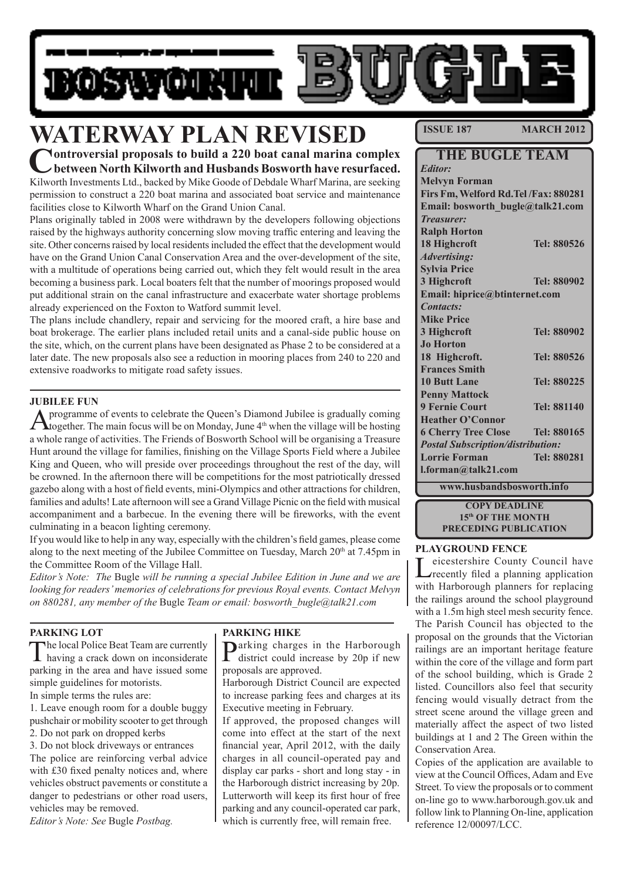# BOSWORTH BUGLE

# WATERWAY PLAN REVISED

**Controversial proposals to build a 220 boat canal marina complex between North Kilworth and Husbands Bosworth have resurfaced.**

Kilworth Investments Ltd., backed by Mike Goode of Debdale Wharf Marina, are seeking permission to construct a 220 boat marina and associated boat service and maintenance facilities close to Kilworth Wharf on the Grand Union Canal.

Plans originally tabled in 2008 were withdrawn by the developers following objections raised by the highways authority concerning slow moving traffic entering and leaving the site. Other concerns raised by local residents included the effect that the development would have on the Grand Union Canal Conservation Area and the over-development of the site, with a multitude of operations being carried out, which they felt would result in the area becoming a business park. Local boaters felt that the number of moorings proposed would put additional strain on the canal infrastructure and exacerbate water shortage problems already experienced on the Foxton to Watford summit level.

The plans include chandlery, repair and servicing for the moored craft, a hire base and boat brokerage. The earlier plans included retail units and a canal-side public house on the site, which, on the current plans have been designated as Phase 2 to be considered at a later date. The new proposals also see a reduction in mooring places from 240 to 220 and extensive roadworks to mitigate road safety issues.

### JUBILEE FUN

A programme of events to celebrate the Queen's Diamond Jubilee is gradually coming together. The main focus will be on Monday, June 4th when the village will be hosting a whole range of activities. The Friends of Bosworth School will be organising a Treasure Hunt around the village for families, finishing on the Village Sports Field where a Jubilee King and Queen, who will preside over proceedings throughout the rest of the day, will be crowned. In the afternoon there will be competitions for the most patriotically dressed gazebo along with a host of field events, mini-Olympics and other attractions for children, families and adults! Late afternoon will see a Grand Village Picnic on the field with musical accompaniment and a barbecue. In the evening there will be fireworks, with the event culminating in a beacon lighting ceremony.

If you would like to help in any way, especially with the children's field games, please come along to the next meeting of the Jubilee Committee on Tuesday, March 20th at 7.45pm in the Committee Room of the Village Hall.

*Editor's Note: The* Bugle *will be running a special Jubilee Edition in June and we are looking for readers' memories of celebrations for previous Royal events. Contact Melvyn on 880281, any member of the* Bugle *Team or email: bosworth_bugle@talk21.com*

### PARKING LOT

The local Police Beat Team are currently having a crack down on inconsiderate parking in the area and have issued some simple guidelines for motorists.

In simple terms the rules are:

1. Leave enough room for a double buggy pushchair or mobility scooter to get through
2. Do not park on dropped kerbs
3. Do not block driveways or entrances

The police are reinforcing verbal advice with £30 fixed penalty notices and, where vehicles obstruct pavements or constitute a danger to pedestrians or other road users, vehicles may be removed.

*Editor's Note: See* Bugle *Postbag.*

### PARKING HIKE

Parking charges in the Harborough district could increase by 20p if new proposals are approved.

Harborough District Council are expected to increase parking fees and charges at its Executive meeting in February.

If approved, the proposed changes will come into effect at the start of the next financial year, April 2012, with the daily charges in all council-operated pay and display car parks - short and long stay - in the Harborough district increasing by 20p. Lutterworth will keep its first hour of free parking and any council-operated car park, which is currently free, will remain free.

**ISSUE 187 — MARCH 2012**

### THE BUGLE TEAM

*Editor:*
**Melvyn Forman**
**Firs Fm, Welford Rd. Tel /Fax: 880281**
**Email: bosworth_bugle@talk21.com**

*Treasurer:*
**Ralph Horton**
**18 Highcroft — Tel: 880526**

*Advertising:*
**Sylvia Price**
**3 Highcroft — Tel: 880902**
**Email: hiprice@btinternet.com**

*Contacts:*
**Mike Price**
**3 Highcroft — Tel: 880902**
**Jo Horton**
**18 Highcroft. — Tel: 880526**
**Frances Smith**
**10 Butt Lane — Tel: 880225**
**Penny Mattock**
**9 Fernie Court — Tel: 881140**
**Heather O'Connor**
**6 Cherry Tree Close — Tel: 880165**

*Postal Subscription/distribution:*
**Lorrie Forman — Tel: 880281**
**l.forman@talk21.com**

**www.husbandsbosworth.info**

**COPY DEADLINE**
**15th OF THE MONTH**
**PRECEDING PUBLICATION**

### PLAYGROUND FENCE

Leicestershire County Council have recently filed a planning application with Harborough planners for replacing the railings around the school playground with a 1.5m high steel mesh security fence. The Parish Council has objected to the proposal on the grounds that the Victorian railings are an important heritage feature within the core of the village and form part of the school building, which is Grade 2 listed. Councillors also feel that security fencing would visually detract from the street scene around the village green and materially affect the aspect of two listed buildings at 1 and 2 The Green within the Conservation Area.

Copies of the application are available to view at the Council Offices, Adam and Eve Street. To view the proposals or to comment on-line go to www.harborough.gov.uk and follow link to Planning On-line, application reference 12/00097/LCC.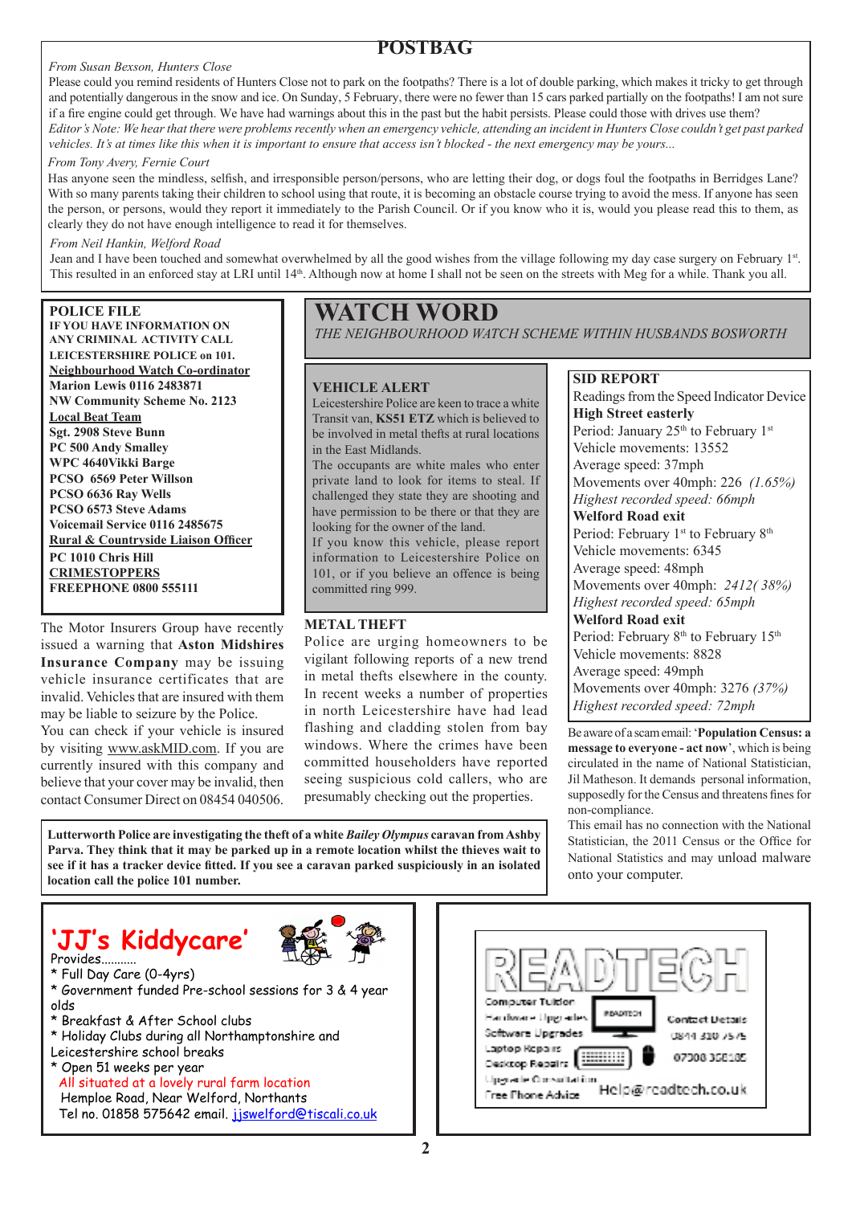# POSTBAG

*From Susan Bexson, Hunters Close*

Please could you remind residents of Hunters Close not to park on the footpaths? There is a lot of double parking, which makes it tricky to get through and potentially dangerous in the snow and ice. On Sunday, 5 February, there were no fewer than 15 cars parked partially on the footpaths! I am not sure if a fire engine could get through. We have had warnings about this in the past but the habit persists. Please could those with drives use them?

*Editor's Note: We hear that there were problems recently when an emergency vehicle, attending an incident in Hunters Close couldn't get past parked vehicles. It's at times like this when it is important to ensure that access isn't blocked - the next emergency may be yours...*

*From Tony Avery, Fernie Court*

Has anyone seen the mindless, selfish, and irresponsible person/persons, who are letting their dog, or dogs foul the footpaths in Berridges Lane? With so many parents taking their children to school using that route, it is becoming an obstacle course trying to avoid the mess. If anyone has seen the person, or persons, would they report it immediately to the Parish Council. Or if you know who it is, would you please read this to them, as clearly they do not have enough intelligence to read it for themselves.

*From Neil Hankin, Welford Road*

Jean and I have been touched and somewhat overwhelmed by all the good wishes from the village following my day case surgery on February 1st. This resulted in an enforced stay at LRI until 14th. Although now at home I shall not be seen on the streets with Meg for a while. Thank you all.

## POLICE FILE

**IF YOU HAVE INFORMATION ON ANY CRIMINAL ACTIVITY CALL LEICESTERSHIRE POLICE on 101.**

**Neighbourhood Watch Co-ordinator**
**Marion Lewis 0116 2483871**
**NW Community Scheme No. 2123**

**Local Beat Team**
**Sgt. 2908 Steve Bunn**
**PC 500 Andy Smalley**
**WPC 4640Vikki Barge**
**PCSO 6569 Peter Willson**
**PCSO 6636 Ray Wells**
**PCSO 6573 Steve Adams**
**Voicemail Service 0116 2485675**

**Rural & Countryside Liaison Officer**
**PC 1010 Chris Hill**

**CRIMESTOPPERS**
**FREEPHONE 0800 555111**

The Motor Insurers Group have recently issued a warning that **Aston Midshires Insurance Company** may be issuing vehicle insurance certificates that are invalid. Vehicles that are insured with them may be liable to seizure by the Police.

You can check if your vehicle is insured by visiting www.askMID.com. If you are currently insured with this company and believe that your cover may be invalid, then contact Consumer Direct on 08454 040506.

# WATCH WORD

*THE NEIGHBOURHOOD WATCH SCHEME WITHIN HUSBANDS BOSWORTH*

### VEHICLE ALERT

Leicestershire Police are keen to trace a white Transit van, **KS51 ETZ** which is believed to be involved in metal thefts at rural locations in the East Midlands.

The occupants are white males who enter private land to look for items to steal. If challenged they state they are shooting and have permission to be there or that they are looking for the owner of the land.

If you know this vehicle, please report information to Leicestershire Police on 101, or if you believe an offence is being committed ring 999.

### METAL THEFT

Police are urging homeowners to be vigilant following reports of a new trend in metal thefts elsewhere in the county. In recent weeks a number of properties in north Leicestershire have had lead flashing and cladding stolen from bay windows. Where the crimes have been committed householders have reported seeing suspicious cold callers, who are presumably checking out the properties.

### SID REPORT

Readings from the Speed Indicator Device

**High Street easterly**
Period: January 25th to February 1st
Vehicle movements: 13552
Average speed: 37mph
Movements over 40mph: 226 *(1.65%)*
*Highest recorded speed: 66mph*

**Welford Road exit**
Period: February 1st to February 8th
Vehicle movements: 6345
Average speed: 48mph
Movements over 40mph: *2412( 38%)*
*Highest recorded speed: 65mph*

**Welford Road exit**
Period: February 8th to February 15th
Vehicle movements: 8828
Average speed: 49mph
Movements over 40mph: 3276 *(37%)*
*Highest recorded speed: 72mph*

Be aware of a scam email: '**Population Census: a message to everyone - act now**', which is being circulated in the name of National Statistician, Jil Matheson. It demands personal information, supposedly for the Census and threatens fines for non-compliance.

This email has no connection with the National Statistician, the 2011 Census or the Office for National Statistics and may unload malware onto your computer.

**Lutterworth Police are investigating the theft of a white *Bailey Olympus* caravan from Ashby Parva. They think that it may be parked up in a remote location whilst the thieves wait to see if it has a tracker device fitted. If you see a caravan parked suspiciously in an isolated location call the police 101 number.**

## 'JJ's Kiddycare'

Provides...........

* Full Day Care (0-4yrs)
* Government funded Pre-school sessions for 3 & 4 year olds
* Breakfast & After School clubs
* Holiday Clubs during all Northamptonshire and Leicestershire school breaks
* Open 51 weeks per year

All situated at a lovely rural farm location
Hemploe Road, Near Welford, Northants
Tel no. 01858 575642 email. jjswelford@tiscali.co.uk

## READTECH

Computer Tuition
Hardware Upgrades
Software Upgrades
Laptop Repairs
Desktop Repairs
Upgrade Consultation
Free Phone Advice

Contact Details
0844 330 7575
07308 358105
Help@readtech.co.uk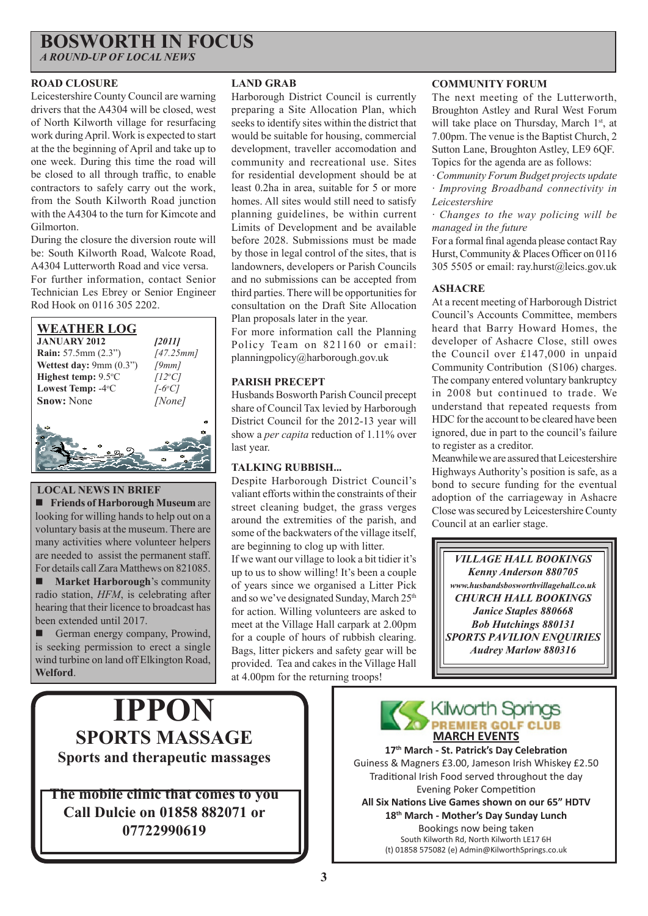# BOSWORTH IN FOCUS

*A ROUND-UP OF LOCAL NEWS*

### ROAD CLOSURE

Leicestershire County Council are warning drivers that the A4304 will be closed, west of North Kilworth village for resurfacing work during April. Work is expected to start at the the beginning of April and take up to one week. During this time the road will be closed to all through traffic, to enable contractors to safely carry out the work, from the South Kilworth Road junction with the A4304 to the turn for Kimcote and Gilmorton.

During the closure the diversion route will be: South Kilworth Road, Walcote Road, A4304 Lutterworth Road and vice versa.

For further information, contact Senior Technician Les Ebrey or Senior Engineer Rod Hook on 0116 305 2202.

### WEATHER LOG

| JANUARY 2012 | [2011] |
|---|---|
| **Rain:** 57.5mm (2.3") | [47.25mm] |
| **Wettest day:** 9mm (0.3") | [9mm] |
| **Highest temp:** 9.5°C | [12°C] |
| **Lowest Temp:** -4°C | [-6°C] |
| **Snow:** None | [None] |

### LOCAL NEWS IN BRIEF

- **Friends of Harborough Museum** are looking for willing hands to help out on a voluntary basis at the museum. There are many activities where volunteer helpers are needed to assist the permanent staff. For details call Zara Matthews on 821085.
- **Market Harborough**'s community radio station, *HFM*, is celebrating after hearing that their licence to broadcast has been extended until 2017.
- German energy company, Prowind, is seeking permission to erect a single wind turbine on land off Elkington Road, **Welford**.

### LAND GRAB

Harborough District Council is currently preparing a Site Allocation Plan, which seeks to identify sites within the district that would be suitable for housing, commercial development, traveller accomodation and community and recreational use. Sites for residential development should be at least 0.2ha in area, suitable for 5 or more homes. All sites would still need to satisfy planning guidelines, be within current Limits of Development and be available before 2028. Submissions must be made by those in legal control of the sites, that is landowners, developers or Parish Councils and no submissions can be accepted from third parties. There will be opportunities for consultation on the Draft Site Allocation Plan proposals later in the year.

For more information call the Planning Policy Team on 821160 or email: planningpolicy@harborough.gov.uk

### PARISH PRECEPT

Husbands Bosworth Parish Council precept share of Council Tax levied by Harborough District Council for the 2012-13 year will show a *per capita* reduction of 1.11% over last year.

### TALKING RUBBISH...

Despite Harborough District Council's valiant efforts within the constraints of their street cleaning budget, the grass verges around the extremities of the parish, and some of the backwaters of the village itself, are beginning to clog up with litter.

If we want our village to look a bit tidier it's up to us to show willing! It's been a couple of years since we organised a Litter Pick and so we've designated Sunday, March 25th for action. Willing volunteers are asked to meet at the Village Hall carpark at 2.00pm for a couple of hours of rubbish clearing. Bags, litter pickers and safety gear will be provided. Tea and cakes in the Village Hall at 4.00pm for the returning troops!

### COMMUNITY FORUM

The next meeting of the Lutterworth, Broughton Astley and Rural West Forum will take place on Thursday, March 1st, at 7.00pm. The venue is the Baptist Church, 2 Sutton Lane, Broughton Astley, LE9 6QF. Topics for the agenda are as follows:

- *Community Forum Budget projects update*
- *Improving Broadband connectivity in Leicestershire*
- *Changes to the way policing will be managed in the future*

For a formal final agenda please contact Ray Hurst, Community & Places Officer on 0116 305 5505 or email: ray.hurst@leics.gov.uk

### ASHACRE

At a recent meeting of Harborough District Council's Accounts Committee, members heard that Barry Howard Homes, the developer of Ashacre Close, still owes the Council over £147,000 in unpaid Community Contribution (S106) charges. The company entered voluntary bankruptcy in 2008 but continued to trade. We understand that repeated requests from HDC for the account to be cleared have been ignored, due in part to the council's failure to register as a creditor.

Meanwhile we are assured that Leicestershire Highways Authority's position is safe, as a bond to secure funding for the eventual adoption of the carriageway in Ashacre Close was secured by Leicestershire County Council at an earlier stage.

***VILLAGE HALL BOOKINGS***
***Kenny Anderson 880705***
***www.husbandsbosworthvillagehall.co.uk***
***CHURCH HALL BOOKINGS***
***Janice Staples 880668***
***Bob Hutchings 880131***
***SPORTS PAVILION ENQUIRIES***
***Audrey Marlow 880316***

# IPPON

## SPORTS MASSAGE

**Sports and therapeutic massages**

**The mobile clinic that comes to you**
**Call Dulcie on 01858 882071 or 07722990619**

**Kilworth Springs PREMIER GOLF CLUB**

**MARCH EVENTS**

**17th March - St. Patrick's Day Celebration**
Guiness & Magners £3.00, Jameson Irish Whiskey £2.50
Traditional Irish Food served throughout the day
Evening Poker Competition
**All Six Nations Live Games shown on our 65" HDTV**
**18th March - Mother's Day Sunday Lunch**
Bookings now being taken
South Kilworth Rd, North Kilworth LE17 6H
(t) 01858 575082 (e) Admin@KilworthSprings.co.uk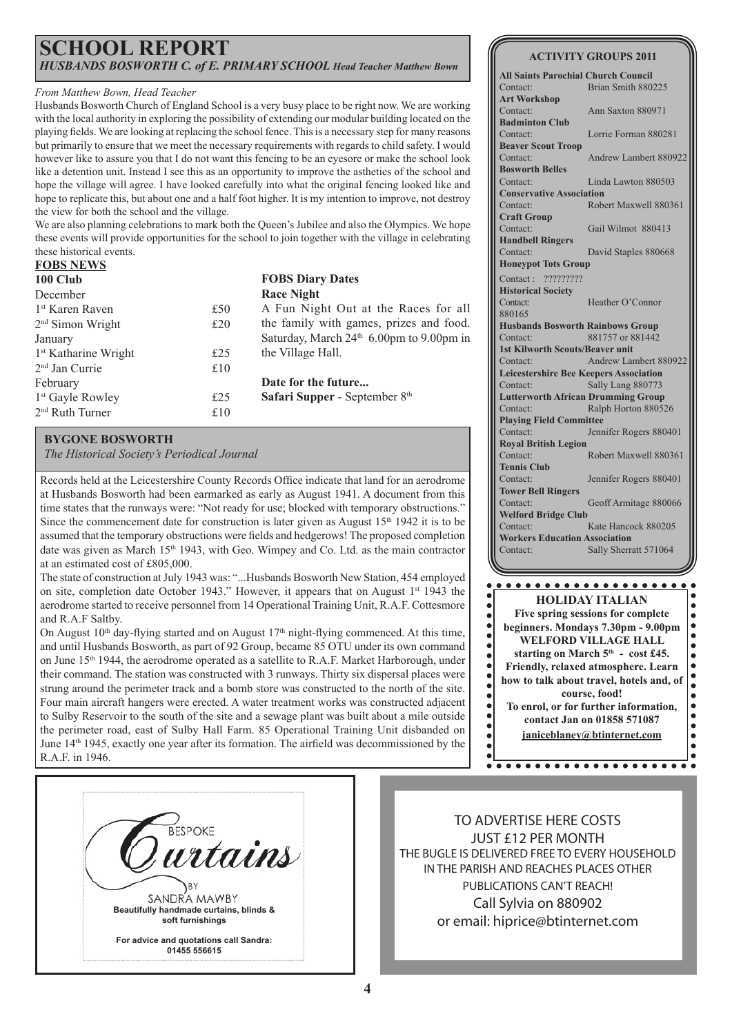# SCHOOL REPORT

*HUSBANDS BOSWORTH C. of E. PRIMARY SCHOOL* ***Head Teacher Matthew Bown***

*From Matthew Bown, Head Teacher*

Husbands Bosworth Church of England School is a very busy place to be right now. We are working with the local authority in exploring the possibility of extending our modular building located on the playing fields. We are looking at replacing the school fence. This is a necessary step for many reasons but primarily to ensure that we meet the necessary requirements with regards to child safety. I would however like to assure you that I do not want this fencing to be an eyesore or make the school look like a detention unit. Instead I see this as an opportunity to improve the asthetics of the school and hope the village will agree. I have looked carefully into what the original fencing looked like and hope to replicate this, but about one and a half foot higher. It is my intention to improve, not destroy the view for both the school and the village.

We are also planning celebrations to mark both the Queen's Jubilee and also the Olympics. We hope these events will provide opportunities for the school to join together with the village in celebrating these historical events.

## FOBS NEWS

**100 Club**

| December | |
|---|---|
| 1st Karen Raven | £50 |
| 2nd Simon Wright | £20 |
| January | |
| 1st Katharine Wright | £25 |
| 2nd Jan Currie | £10 |
| February | |
| 1st Gayle Rowley | £25 |
| 2nd Ruth Turner | £10 |

**FOBS Diary Dates**

**Race Night**

A Fun Night Out at the Races for all the family with games, prizes and food. Saturday, March 24th 6.00pm to 9.00pm in the Village Hall.

**Date for the future...**

**Safari Supper** - September 8th

## BYGONE BOSWORTH

*The Historical Society's Periodical Journal*

Records held at the Leicestershire County Records Office indicate that land for an aerodrome at Husbands Bosworth had been earmarked as early as August 1941. A document from this time states that the runways were: "Not ready for use; blocked with temporary obstructions." Since the commencement date for construction is later given as August 15th 1942 it is to be assumed that the temporary obstructions were fields and hedgerows! The proposed completion date was given as March 15th 1943, with Geo. Wimpey and Co. Ltd. as the main contractor at an estimated cost of £805,000.

The state of construction at July 1943 was: "...Husbands Bosworth New Station, 454 employed on site, completion date October 1943." However, it appears that on August 1st 1943 the aerodrome started to receive personnel from 14 Operational Training Unit, R.A.F. Cottesmore and R.A.F Saltby.

On August 10th day-flying started and on August 17th night-flying commenced. At this time, and until Husbands Bosworth, as part of 92 Group, became 85 OTU under its own command on June 15th 1944, the aerodrome operated as a satellite to R.A.F. Market Harborough, under their command. The station was constructed with 3 runways. Thirty six dispersal places were strung around the perimeter track and a bomb store was constructed to the north of the site. Four main aircraft hangers were erected. A water treatment works was constructed adjacent to Sulby Reservoir to the south of the site and a sewage plant was built about a mile outside the perimeter road, east of Sulby Hall Farm. 85 Operational Training Unit disbanded on June 14th 1945, exactly one year after its formation. The airfield was decommissioned by the R.A.F. in 1946.

## ACTIVITY GROUPS 2011

| Group | Contact |
|---|---|
| **All Saints Parochial Church Council** | Brian Smith 880225 |
| **Art Workshop** | Ann Saxton 880971 |
| **Badminton Club** | Lorrie Forman 880281 |
| **Beaver Scout Troop** | Andrew Lambert 880922 |
| **Bosworth Belles** | Linda Lawton 880503 |
| **Conservative Association** | Robert Maxwell 880361 |
| **Craft Group** | Gail Wilmot 880413 |
| **Handbell Ringers** | David Staples 880668 |
| **Honeypot Tots Group** | ????????? |
| **Historical Society** | Heather O'Connor 880165 |
| **Husbands Bosworth Rainbows Group** | 881757 or 881442 |
| **1st Kilworth Scouts/Beaver unit** | Andrew Lambert 880922 |
| **Leicestershire Bee Keepers Association** | Sally Lang 880773 |
| **Lutterworth African Drumming Group** | Ralph Horton 880526 |
| **Playing Field Committee** | Jennifer Rogers 880401 |
| **Royal British Legion** | Robert Maxwell 880361 |
| **Tennis Club** | Jennifer Rogers 880401 |
| **Tower Bell Ringers** | Geoff Armitage 880066 |
| **Welford Bridge Club** | Kate Hancock 880205 |
| **Workers Education Association** | Sally Sherratt 571064 |

**HOLIDAY ITALIAN**

**Five spring sessions for complete beginners. Mondays 7.30pm - 9.00pm**
**WELFORD VILLAGE HALL**
**starting on March 5th - cost £45.**
**Friendly, relaxed atmosphere. Learn how to talk about travel, hotels and, of course, food!**
**To enrol, or for further information, contact Jan on 01858 571087**
**janiceblaney@btinternet.com**

BESPOKE Curtains BY SANDRA MAWBY

**Beautifully handmade curtains, blinds & soft furnishings**

**For advice and quotations call Sandra: 01455 556615**

TO ADVERTISE HERE COSTS JUST £12 PER MONTH
THE BUGLE IS DELIVERED FREE TO EVERY HOUSEHOLD IN THE PARISH AND REACHES PLACES OTHER PUBLICATIONS CAN'T REACH!
Call Sylvia on 880902
or email: hiprice@btinternet.com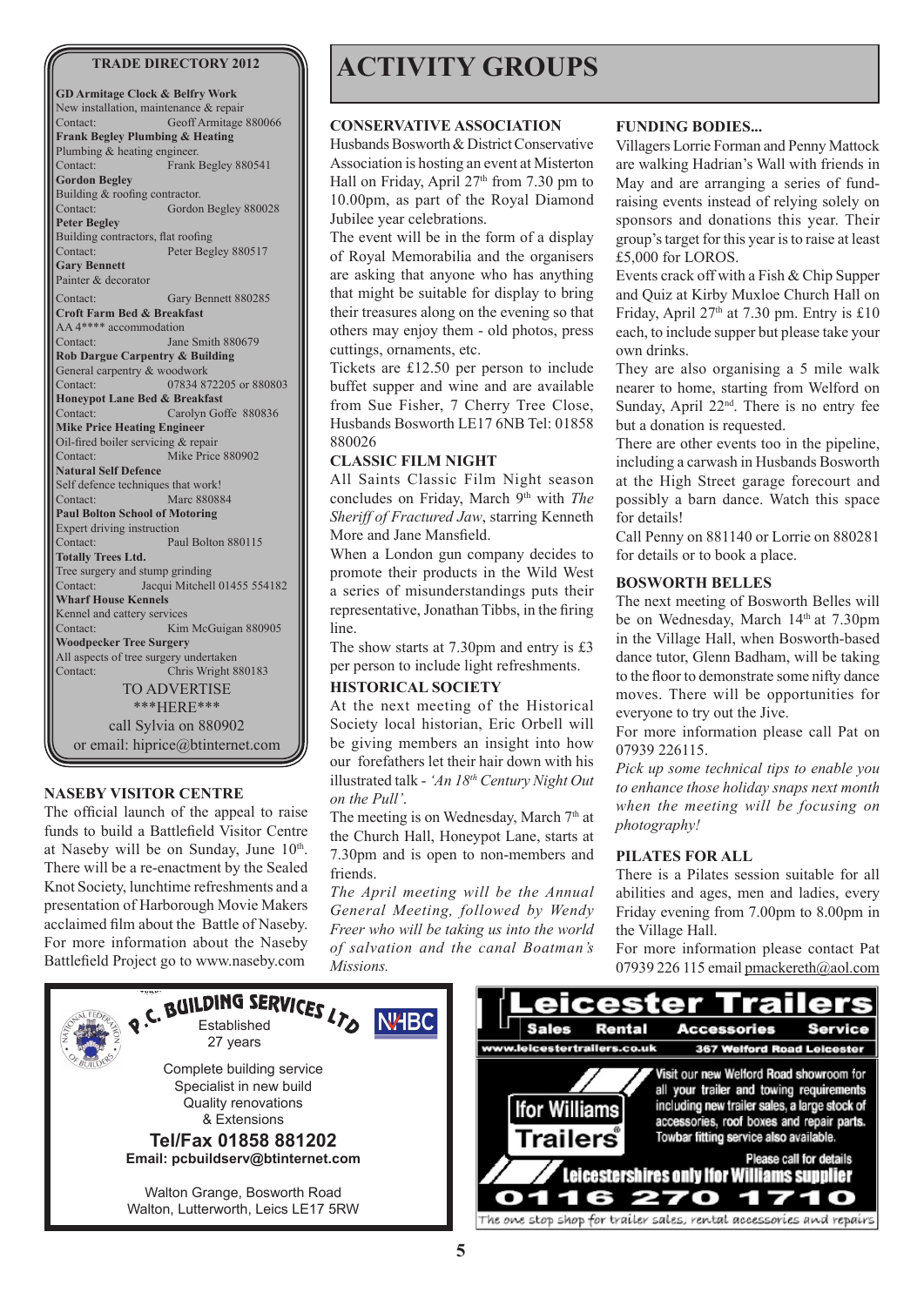## TRADE DIRECTORY 2012

**GD Armitage Clock & Belfry Work**
New installation, maintenance & repair
Contact: Geoff Armitage 880066

**Frank Begley Plumbing & Heating**
Plumbing & heating engineer.
Contact: Frank Begley 880541

**Gordon Begley**
Building & roofing contractor.
Contact: Gordon Begley 880028

**Peter Begley**
Building contractors, flat roofing
Contact: Peter Begley 880517

**Gary Bennett**
Painter & decorator
Contact: Gary Bennett 880285

**Croft Farm Bed & Breakfast**
AA 4**** accommodation
Contact: Jane Smith 880679

**Rob Dargue Carpentry & Building**
General carpentry & woodwork
Contact: 07834 872205 or 880803

**Honeypot Lane Bed & Breakfast**
Contact: Carolyn Goffe 880836

**Mike Price Heating Engineer**
Oil-fired boiler servicing & repair
Contact: Mike Price 880902

**Natural Self Defence**
Self defence techniques that work!
Contact: Marc 880884

**Paul Bolton School of Motoring**
Expert driving instruction
Contact: Paul Bolton 880115

**Totally Trees Ltd.**
Tree surgery and stump grinding
Contact: Jacqui Mitchell 01455 554182

**Wharf House Kennels**
Kennel and cattery services
Contact: Kim McGuigan 880905

**Woodpecker Tree Surgery**
All aspects of tree surgery undertaken
Contact: Chris Wright 880183

TO ADVERTISE
***HERE***
call Sylvia on 880902
or email: hiprice@btinternet.com

### NASEBY VISITOR CENTRE

The official launch of the appeal to raise funds to build a Battlefield Visitor Centre at Naseby will be on Sunday, June 10th. There will be a re-enactment by the Sealed Knot Society, lunchtime refreshments and a presentation of Harborough Movie Makers acclaimed film about the Battle of Naseby. For more information about the Naseby Battlefield Project go to www.naseby.com

# ACTIVITY GROUPS

### CONSERVATIVE ASSOCIATION

Husbands Bosworth & District Conservative Association is hosting an event at Misterton Hall on Friday, April 27th from 7.30 pm to 10.00pm, as part of the Royal Diamond Jubilee year celebrations.

The event will be in the form of a display of Royal Memorabilia and the organisers are asking that anyone who has anything that might be suitable for display to bring their treasures along on the evening so that others may enjoy them - old photos, press cuttings, ornaments, etc.

Tickets are £12.50 per person to include buffet supper and wine and are available from Sue Fisher, 7 Cherry Tree Close, Husbands Bosworth LE17 6NB Tel: 01858 880026

### CLASSIC FILM NIGHT

All Saints Classic Film Night season concludes on Friday, March 9th with *The Sheriff of Fractured Jaw*, starring Kenneth More and Jane Mansfield.

When a London gun company decides to promote their products in the Wild West a series of misunderstandings puts their representative, Jonathan Tibbs, in the firing line.

The show starts at 7.30pm and entry is £3 per person to include light refreshments.

### HISTORICAL SOCIETY

At the next meeting of the Historical Society local historian, Eric Orbell will be giving members an insight into how our forefathers let their hair down with his illustrated talk - *'An 18th Century Night Out on the Pull'*.

The meeting is on Wednesday, March 7th at the Church Hall, Honeypot Lane, starts at 7.30pm and is open to non-members and friends.

*The April meeting will be the Annual General Meeting, followed by Wendy Freer who will be taking us into the world of salvation and the canal Boatman's Missions.*

### FUNDING BODIES...

Villagers Lorrie Forman and Penny Mattock are walking Hadrian's Wall with friends in May and are arranging a series of fund-raising events instead of relying solely on sponsors and donations this year. Their group's target for this year is to raise at least £5,000 for LOROS.

Events crack off with a Fish & Chip Supper and Quiz at Kirby Muxloe Church Hall on Friday, April 27th at 7.30 pm. Entry is £10 each, to include supper but please take your own drinks.

They are also organising a 5 mile walk nearer to home, starting from Welford on Sunday, April 22nd. There is no entry fee but a donation is requested.

There are other events too in the pipeline, including a carwash in Husbands Bosworth at the High Street garage forecourt and possibly a barn dance. Watch this space for details!

Call Penny on 881140 or Lorrie on 880281 for details or to book a place.

### BOSWORTH BELLES

The next meeting of Bosworth Belles will be on Wednesday, March 14th at 7.30pm in the Village Hall, when Bosworth-based dance tutor, Glenn Badham, will be taking to the floor to demonstrate some nifty dance moves. There will be opportunities for everyone to try out the Jive.

For more information please call Pat on 07939 226115.

*Pick up some technical tips to enable you to enhance those holiday snaps next month when the meeting will be focusing on photography!*

### PILATES FOR ALL

There is a Pilates session suitable for all abilities and ages, men and ladies, every Friday evening from 7.00pm to 8.00pm in the Village Hall.

For more information please contact Pat 07939 226 115 email pmackereth@aol.com

---

**P.C. BUILDING SERVICES LTD**
Established 27 years
NHBC

Complete building service
Specialist in new build
Quality renovations
& Extensions

**Tel/Fax 01858 881202**
**Email: pcbuildserv@btinternet.com**

Walton Grange, Bosworth Road
Walton, Lutterworth, Leics LE17 5RW

---

**Leicester Trailers**
Sales | Rental | Accessories | Service
www.leicestertrailers.co.uk — 367 Welford Road Leicester

Ifor Williams Trailers

Visit our new Welford Road showroom for all your trailer and towing requirements including new trailer sales, a large stock of accessories, roof boxes and repair parts. Towbar fitting service also available.

Please call for details

**Leicestershires only Ifor Williams supplier**

**0116 270 1710**

The one stop shop for trailer sales, rental accessories and repairs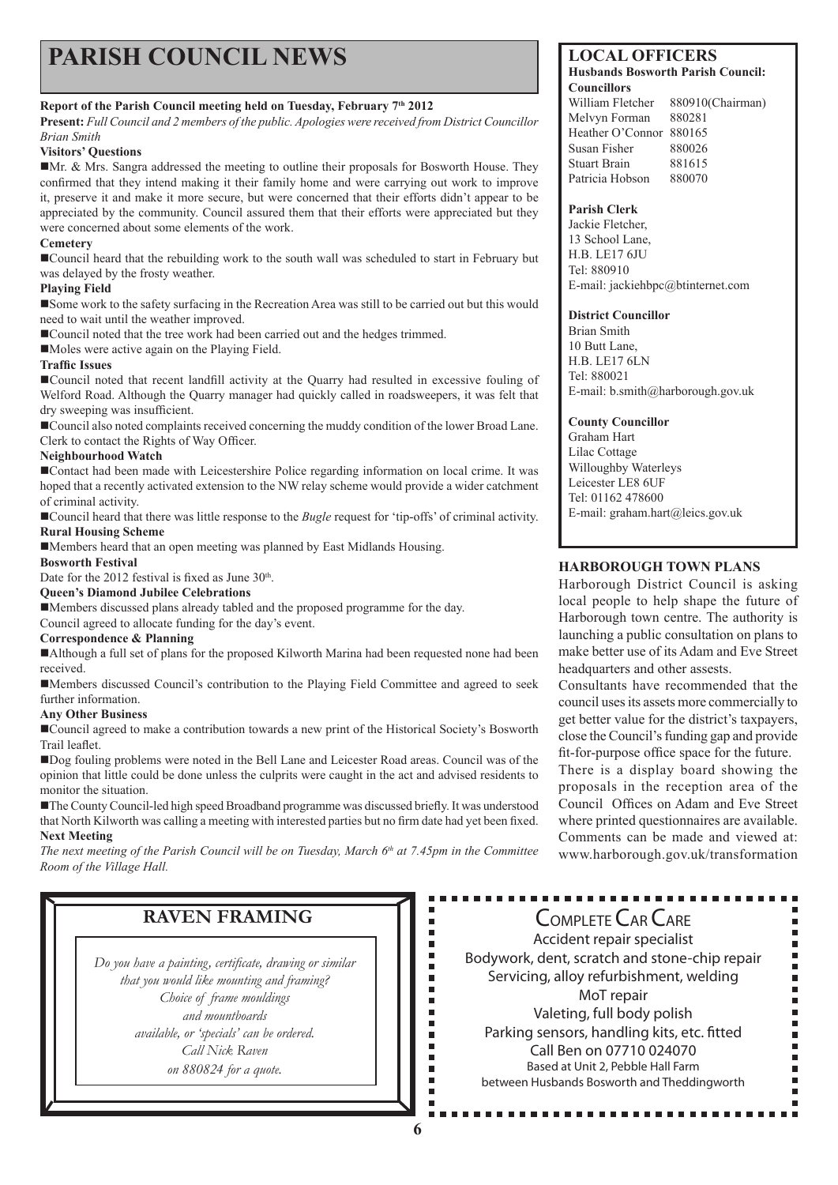# PARISH COUNCIL NEWS

**Report of the Parish Council meeting held on Tuesday, February 7th 2012**

**Present:** *Full Council and 2 members of the public. Apologies were received from District Councillor Brian Smith*

**Visitors' Questions**

- Mr. & Mrs. Sangra addressed the meeting to outline their proposals for Bosworth House. They confirmed that they intend making it their family home and were carrying out work to improve it, preserve it and make it more secure, but were concerned that their efforts didn't appear to be appreciated by the community. Council assured them that their efforts were appreciated but they were concerned about some elements of the work.

**Cemetery**

- Council heard that the rebuilding work to the south wall was scheduled to start in February but was delayed by the frosty weather.

**Playing Field**

- Some work to the safety surfacing in the Recreation Area was still to be carried out but this would need to wait until the weather improved.
- Council noted that the tree work had been carried out and the hedges trimmed.
- Moles were active again on the Playing Field.

**Traffic Issues**

- Council noted that recent landfill activity at the Quarry had resulted in excessive fouling of Welford Road. Although the Quarry manager had quickly called in roadsweepers, it was felt that dry sweeping was insufficient.
- Council also noted complaints received concerning the muddy condition of the lower Broad Lane. Clerk to contact the Rights of Way Officer.

**Neighbourhood Watch**

- Contact had been made with Leicestershire Police regarding information on local crime. It was hoped that a recently activated extension to the NW relay scheme would provide a wider catchment of criminal activity.
- Council heard that there was little response to the *Bugle* request for 'tip-offs' of criminal activity.

**Rural Housing Scheme**

- Members heard that an open meeting was planned by East Midlands Housing.

**Bosworth Festival**

Date for the 2012 festival is fixed as June 30th.

**Queen's Diamond Jubilee Celebrations**

- Members discussed plans already tabled and the proposed programme for the day.

Council agreed to allocate funding for the day's event.

**Correspondence & Planning**

- Although a full set of plans for the proposed Kilworth Marina had been requested none had been received.
- Members discussed Council's contribution to the Playing Field Committee and agreed to seek further information.

**Any Other Business**

- Council agreed to make a contribution towards a new print of the Historical Society's Bosworth Trail leaflet.
- Dog fouling problems were noted in the Bell Lane and Leicester Road areas. Council was of the opinion that little could be done unless the culprits were caught in the act and advised residents to monitor the situation.
- The County Council-led high speed Broadband programme was discussed briefly. It was understood that North Kilworth was calling a meeting with interested parties but no firm date had yet been fixed.

**Next Meeting**

*The next meeting of the Parish Council will be on Tuesday, March 6th at 7.45pm in the Committee Room of the Village Hall.*

## LOCAL OFFICERS

**Husbands Bosworth Parish Council:**

**Councillors**

William Fletcher 880910(Chairman)
Melvyn Forman 880281
Heather O'Connor 880165
Susan Fisher 880026
Stuart Brain 881615
Patricia Hobson 880070

**Parish Clerk**

Jackie Fletcher,
13 School Lane,
H.B. LE17 6JU
Tel: 880910
E-mail: jackiehbpc@btinternet.com

**District Councillor**

Brian Smith
10 Butt Lane,
H.B. LE17 6LN
Tel: 880021
E-mail: b.smith@harborough.gov.uk

**County Councillor**

Graham Hart
Lilac Cottage
Willoughby Waterleys
Leicester LE8 6UF
Tel: 01162 478600
E-mail: graham.hart@leics.gov.uk

## HARBOROUGH TOWN PLANS

Harborough District Council is asking local people to help shape the future of Harborough town centre. The authority is launching a public consultation on plans to make better use of its Adam and Eve Street headquarters and other assests.

Consultants have recommended that the council uses its assets more commercially to get better value for the district's taxpayers, close the Council's funding gap and provide fit-for-purpose office space for the future.

There is a display board showing the proposals in the reception area of the Council Offices on Adam and Eve Street where printed questionnaires are available. Comments can be made and viewed at: www.harborough.gov.uk/transformation

## RAVEN FRAMING

*Do you have a painting, certificate, drawing or similar that you would like mounting and framing?*
*Choice of frame mouldings and mountboards available, or 'specials' can be ordered.*
*Call Nick Raven on 880824 for a quote.*

## COMPLETE CAR CARE

Accident repair specialist
Bodywork, dent, scratch and stone-chip repair
Servicing, alloy refurbishment, welding
MoT repair
Valeting, full body polish
Parking sensors, handling kits, etc. fitted
Call Ben on 07710 024070
Based at Unit 2, Pebble Hall Farm
between Husbands Bosworth and Theddingworth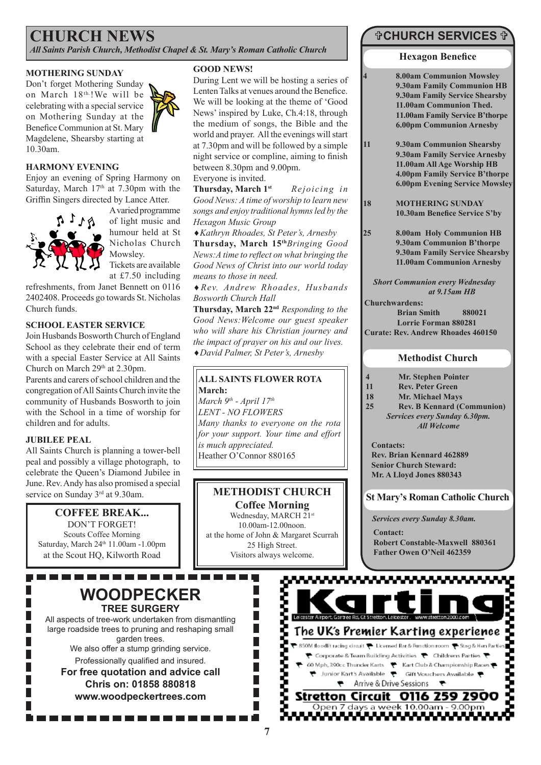# CHURCH NEWS

*All Saints Parish Church, Methodist Chapel & St. Mary's Roman Catholic Church*

### MOTHERING SUNDAY

Don't forget Mothering Sunday on March 18th.!We will be celebrating with a special service on Mothering Sunday at the Benefice Communion at St. Mary Magdelene, Shearsby starting at 10.30am.

### HARMONY EVENING

Enjoy an evening of Spring Harmony on Saturday, March 17th at 7.30pm with the Griffin Singers directed by Lance Atter.

A varied programme of light music and humour held at St Nicholas Church Mowsley. Tickets are available at £7.50 including refreshments, from Janet Bennett on 0116 2402408. Proceeds go towards St. Nicholas Church funds.

### SCHOOL EASTER SERVICE

Join Husbands Bosworth Church of England School as they celebrate their end of term with a special Easter Service at All Saints Church on March 29th at 2.30pm.

Parents and carers of school children and the congregation of All Saints Church invite the community of Husbands Bosworth to join with the School in a time of worship for children and for adults.

### JUBILEE PEAL

All Saints Church is planning a tower-bell peal and possibly a village photograph, to celebrate the Queen's Diamond Jubilee in June. Rev. Andy has also promised a special service on Sunday 3rd at 9.30am.

### COFFEE BREAK...

DON'T FORGET!
Scouts Coffee Morning
Saturday, March 24th 11.00am -1.00pm
at the Scout HQ, Kilworth Road

### GOOD NEWS!

During Lent we will be hosting a series of Lenten Talks at venues around the Benefice. We will be looking at the theme of 'Good News' inspired by Luke, Ch.4:18, through the medium of songs, the Bible and the world and prayer. All the evenings will start at 7.30pm and will be followed by a simple night service or compline, aiming to finish between 8.30pm and 9.00pm.

Everyone is invited.

**Thursday, March 1st** *Rejoicing in Good News: A time of worship to learn new songs and enjoy traditional hymns led by the Hexagon Music Group*

♦*Kathryn Rhoades, St Peter's, Arnesby*

**Thursday, March 15th** *Bringing Good News:A time to reflect on what bringing the Good News of Christ into our world today means to those in need.*

♦*Rev. Andrew Rhoades, Husbands Bosworth Church Hall*

**Thursday, March 22nd** *Responding to the Good News:Welcome our guest speaker who will share his Christian journey and the impact of prayer on his and our lives.*

♦*David Palmer, St Peter's, Arnesby*

### ALL SAINTS FLOWER ROTA

**March:**

*March 9th - April 17th*

*LENT - NO FLOWERS*

*Many thanks to everyone on the rota for your support. Your time and effort is much appreciated.*

Heather O'Connor 880165

### METHODIST CHURCH

**Coffee Morning**

Wednesday, MARCH 21st
10.00am-12.00noon.
at the home of John & Margaret Scurrah
25 High Street.
Visitors always welcome.

## ✞CHURCH SERVICES ✞

### Hexagon Benefice

| | |
|---|---|
| 4 | 8.00am Communion Mowsley<br>9.30am Family Communion HB<br>9.30am Family Service Shearsby<br>11.00am Communion Thed.<br>11.00am Family Service B'thorpe<br>6.00pm Communion Arnesby |
| 11 | 9.30am Communion Shearsby<br>9.30am Family Service Arnesby<br>11.00am All Age Worship HB<br>4.00pm Family Service B'thorpe<br>6.00pm Evening Service Mowsley |
| 18 | MOTHERING SUNDAY<br>10.30am Benefice Service S'by |
| 25 | 8.00am Holy Communion HB<br>9.30am Communion B'thorpe<br>9.30am Family Service Shearsby<br>11.00am Communion Arnesby |

*Short Communion every Wednesday at 9.15am HB*

**Churchwardens:**
**Brian Smith 880021**
**Lorrie Forman 880281**
**Curate: Rev. Andrew Rhoades 460150**

### Methodist Church

| | |
|---|---|
| 4 | Mr. Stephen Pointer |
| 11 | Rev. Peter Green |
| 18 | Mr. Michael Mays |
| 25 | Rev. B Kennard (Communion) |

*Services every Sunday 6.30pm.*
*All Welcome*

**Contacts:**
**Rev. Brian Kennard 462889**
**Senior Church Steward:**
**Mr. A Lloyd Jones 880343**

### St Mary's Roman Catholic Church

*Services every Sunday 8.30am.*

**Contact:**
**Robert Constable-Maxwell 880361**
**Father Owen O'Neil 462359**

## WOODPECKER
**TREE SURGERY**

All aspects of tree-work undertaken from dismantling large roadside trees to pruning and reshaping small garden trees.
We also offer a stump grinding service.
Professionally qualified and insured.
**For free quotation and advice call**
**Chris on: 01858 880818**
**www.woodpeckertrees.com**

## Karting

Leicester Airport, Gartree Rd, Gt Stretton, Leicester. www.stretton2000.com

**The UK's Premier Karting experience**

850M floodlit racing circuit • Licensed Bar & Function room • Stag & Hen Parties • Corporate & Team Building Activities • Childrens Parties • 60 Mph, 390cc Thunder Karts • Kart Club & Championship Races • Junior Kart's Availble • Gift Vouchers Available • Arrive & Drive Sessions

**Stretton Circuit 0116 259 2900**
Open 7 days a week 10.00am - 9.00pm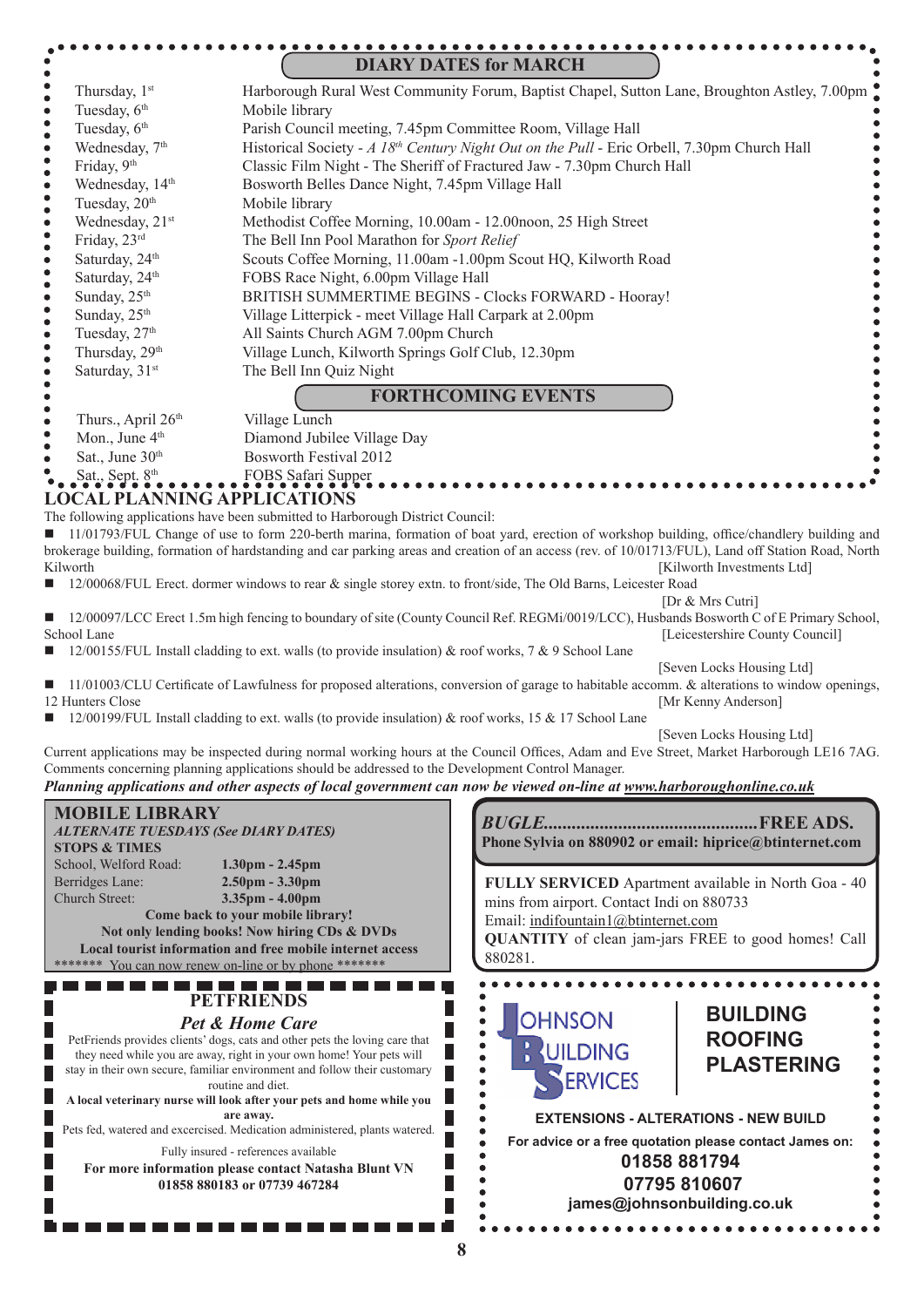## DIARY DATES for MARCH

| | |
|---|---|
| Thursday, 1st | Harborough Rural West Community Forum, Baptist Chapel, Sutton Lane, Broughton Astley, 7.00pm |
| Tuesday, 6th | Mobile library |
| Tuesday, 6th | Parish Council meeting, 7.45pm Committee Room, Village Hall |
| Wednesday, 7th | Historical Society - *A 18th Century Night Out on the Pull* - Eric Orbell, 7.30pm Church Hall |
| Friday, 9th | Classic Film Night - The Sheriff of Fractured Jaw - 7.30pm Church Hall |
| Wednesday, 14th | Bosworth Belles Dance Night, 7.45pm Village Hall |
| Tuesday, 20th | Mobile library |
| Wednesday, 21st | Methodist Coffee Morning, 10.00am - 12.00noon, 25 High Street |
| Friday, 23rd | The Bell Inn Pool Marathon for *Sport Relief* |
| Saturday, 24th | Scouts Coffee Morning, 11.00am -1.00pm Scout HQ, Kilworth Road |
| Saturday, 24th | FOBS Race Night, 6.00pm Village Hall |
| Sunday, 25th | BRITISH SUMMERTIME BEGINS - Clocks FORWARD - Hooray! |
| Sunday, 25th | Village Litterpick - meet Village Hall Carpark at 2.00pm |
| Tuesday, 27th | All Saints Church AGM 7.00pm Church |
| Thursday, 29th | Village Lunch, Kilworth Springs Golf Club, 12.30pm |
| Saturday, 31st | The Bell Inn Quiz Night |

## FORTHCOMING EVENTS

| | |
|---|---|
| Thurs., April 26th | Village Lunch |
| Mon., June 4th | Diamond Jubilee Village Day |
| Sat., June 30th | Bosworth Festival 2012 |
| Sat., Sept. 8th | FOBS Safari Supper |

## LOCAL PLANNING APPLICATIONS

The following applications have been submitted to Harborough District Council:

- 11/01793/FUL Change of use to form 220-berth marina, formation of boat yard, erection of workshop building, office/chandlery building and brokerage building, formation of hardstanding and car parking areas and creation of an access (rev. of 10/01713/FUL), Land off Station Road, North Kilworth [Kilworth Investments Ltd]
- 12/00068/FUL Erect. dormer windows to rear & single storey extn. to front/side, The Old Barns, Leicester Road [Dr & Mrs Cutri]
- 12/00097/LCC Erect 1.5m high fencing to boundary of site (County Council Ref. REGMi/0019/LCC), Husbands Bosworth C of E Primary School, School Lane [Leicestershire County Council]
- 12/00155/FUL Install cladding to ext. walls (to provide insulation) & roof works, 7 & 9 School Lane [Seven Locks Housing Ltd]
- 11/01003/CLU Certificate of Lawfulness for proposed alterations, conversion of garage to habitable accomm. & alterations to window openings, 12 Hunters Close [Mr Kenny Anderson]
- 12/00199/FUL Install cladding to ext. walls (to provide insulation) & roof works, 15 & 17 School Lane [Seven Locks Housing Ltd]

Current applications may be inspected during normal working hours at the Council Offices, Adam and Eve Street, Market Harborough LE16 7AG. Comments concerning planning applications should be addressed to the Development Control Manager.

***Planning applications and other aspects of local government can now be viewed on-line at www.harboroughonline.co.uk***

## MOBILE LIBRARY

***ALTERNATE TUESDAYS (See DIARY DATES)***

**STOPS & TIMES**

| | |
|---|---|
| School, Welford Road: | **1.30pm - 2.45pm** |
| Berridges Lane: | **2.50pm - 3.30pm** |
| Church Street: | **3.35pm - 4.00pm** |

**Come back to your mobile library!**
**Not only lending books! Now hiring CDs & DVDs**
**Local tourist information and free mobile internet access**
\*\*\*\*\*\*\* You can now renew on-line or by phone \*\*\*\*\*\*\*

## *BUGLE*.............................................FREE ADS.

**Phone Sylvia on 880902 or email: hiprice@btinternet.com**

**FULLY SERVICED** Apartment available in North Goa - 40 mins from airport. Contact Indi on 880733
Email: indifountain1@btinternet.com

**QUANTITY** of clean jam-jars FREE to good homes! Call 880281.

## PETFRIENDS

### *Pet & Home Care*

PetFriends provides clients' dogs, cats and other pets the loving care that they need while you are away, right in your own home! Your pets will stay in their own secure, familiar environment and follow their customary routine and diet.

**A local veterinary nurse will look after your pets and home while you are away.**

Pets fed, watered and excercised. Medication administered, plants watered.

Fully insured - references available

**For more information please contact Natasha Blunt VN**
**01858 880183 or 07739 467284**

## JOHNSON BUILDING SERVICES

**BUILDING**
**ROOFING**
**PLASTERING**

**EXTENSIONS - ALTERATIONS - NEW BUILD**

**For advice or a free quotation please contact James on:**
**01858 881794**
**07795 810607**
**james@johnsonbuilding.co.uk**